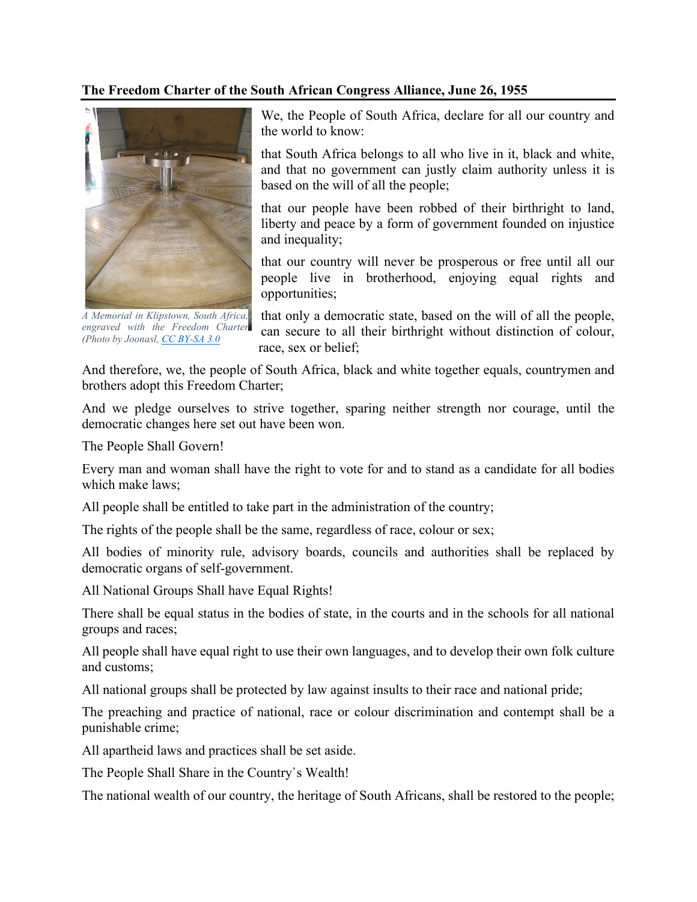**The Freedom Charter of the South African Congress Alliance, June 26, 1955**

*A Memorial in Klipstown, South Africa, engraved with the Freedom Charter (Photo by Joonasl, [CC BY-SA 3.0](CC BY-SA 3.0)*

We, the People of South Africa, declare for all our country and the world to know:

that South Africa belongs to all who live in it, black and white, and that no government can justly claim authority unless it is based on the will of all the people;

that our people have been robbed of their birthright to land, liberty and peace by a form of government founded on injustice and inequality;

that our country will never be prosperous or free until all our people live in brotherhood, enjoying equal rights and opportunities;

that only a democratic state, based on the will of all the people, can secure to all their birthright without distinction of colour, race, sex or belief;

And therefore, we, the people of South Africa, black and white together equals, countrymen and brothers adopt this Freedom Charter;

And we pledge ourselves to strive together, sparing neither strength nor courage, until the democratic changes here set out have been won.

The People Shall Govern!

Every man and woman shall have the right to vote for and to stand as a candidate for all bodies which make laws;

All people shall be entitled to take part in the administration of the country;

The rights of the people shall be the same, regardless of race, colour or sex;

All bodies of minority rule, advisory boards, councils and authorities shall be replaced by democratic organs of self-government.

All National Groups Shall have Equal Rights!

There shall be equal status in the bodies of state, in the courts and in the schools for all national groups and races;

All people shall have equal right to use their own languages, and to develop their own folk culture and customs;

All national groups shall be protected by law against insults to their race and national pride;

The preaching and practice of national, race or colour discrimination and contempt shall be a punishable crime;

All apartheid laws and practices shall be set aside.

The People Shall Share in the Country`s Wealth!

The national wealth of our country, the heritage of South Africans, shall be restored to the people;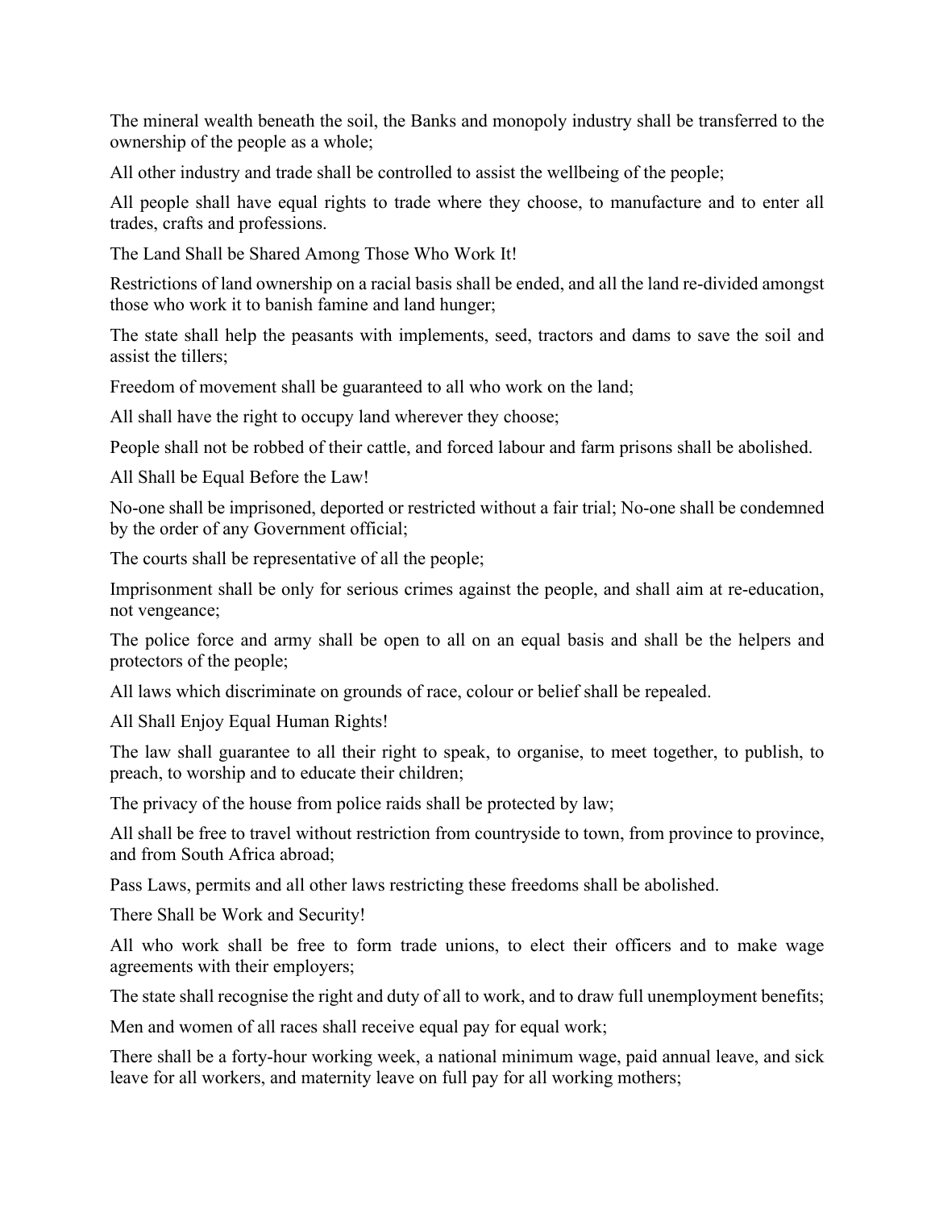The mineral wealth beneath the soil, the Banks and monopoly industry shall be transferred to the ownership of the people as a whole;

All other industry and trade shall be controlled to assist the wellbeing of the people;

All people shall have equal rights to trade where they choose, to manufacture and to enter all trades, crafts and professions.

## The Land Shall be Shared Among Those Who Work It!

Restrictions of land ownership on a racial basis shall be ended, and all the land re-divided amongst those who work it to banish famine and land hunger;

The state shall help the peasants with implements, seed, tractors and dams to save the soil and assist the tillers;

Freedom of movement shall be guaranteed to all who work on the land;

All shall have the right to occupy land wherever they choose;

People shall not be robbed of their cattle, and forced labour and farm prisons shall be abolished.

## All Shall be Equal Before the Law!

No-one shall be imprisoned, deported or restricted without a fair trial; No-one shall be condemned by the order of any Government official;

The courts shall be representative of all the people;

Imprisonment shall be only for serious crimes against the people, and shall aim at re-education, not vengeance;

The police force and army shall be open to all on an equal basis and shall be the helpers and protectors of the people;

All laws which discriminate on grounds of race, colour or belief shall be repealed.

## All Shall Enjoy Equal Human Rights!

The law shall guarantee to all their right to speak, to organise, to meet together, to publish, to preach, to worship and to educate their children;

The privacy of the house from police raids shall be protected by law;

All shall be free to travel without restriction from countryside to town, from province to province, and from South Africa abroad;

Pass Laws, permits and all other laws restricting these freedoms shall be abolished.

## There Shall be Work and Security!

All who work shall be free to form trade unions, to elect their officers and to make wage agreements with their employers;

The state shall recognise the right and duty of all to work, and to draw full unemployment benefits;

Men and women of all races shall receive equal pay for equal work;

There shall be a forty-hour working week, a national minimum wage, paid annual leave, and sick leave for all workers, and maternity leave on full pay for all working mothers;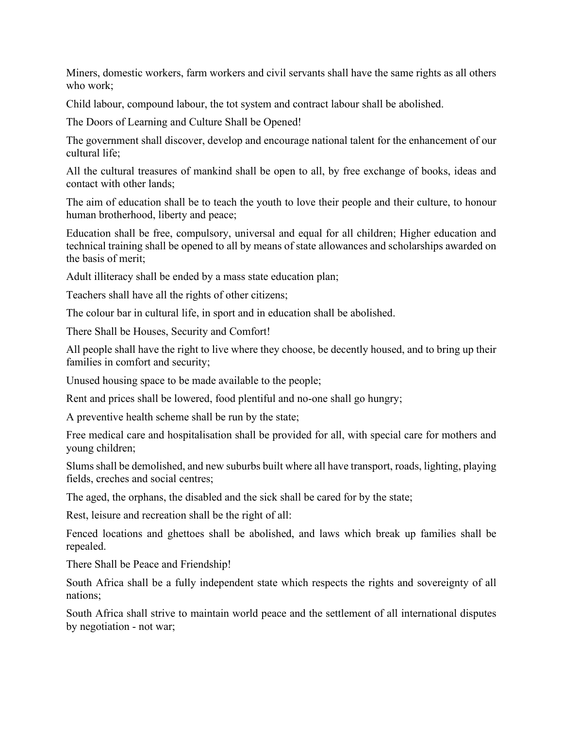Miners, domestic workers, farm workers and civil servants shall have the same rights as all others who work;

Child labour, compound labour, the tot system and contract labour shall be abolished.

## The Doors of Learning and Culture Shall be Opened!

The government shall discover, develop and encourage national talent for the enhancement of our cultural life;

All the cultural treasures of mankind shall be open to all, by free exchange of books, ideas and contact with other lands;

The aim of education shall be to teach the youth to love their people and their culture, to honour human brotherhood, liberty and peace;

Education shall be free, compulsory, universal and equal for all children; Higher education and technical training shall be opened to all by means of state allowances and scholarships awarded on the basis of merit;

Adult illiteracy shall be ended by a mass state education plan;

Teachers shall have all the rights of other citizens;

The colour bar in cultural life, in sport and in education shall be abolished.

## There Shall be Houses, Security and Comfort!

All people shall have the right to live where they choose, be decently housed, and to bring up their families in comfort and security;

Unused housing space to be made available to the people;

Rent and prices shall be lowered, food plentiful and no-one shall go hungry;

A preventive health scheme shall be run by the state;

Free medical care and hospitalisation shall be provided for all, with special care for mothers and young children;

Slums shall be demolished, and new suburbs built where all have transport, roads, lighting, playing fields, creches and social centres;

The aged, the orphans, the disabled and the sick shall be cared for by the state;

Rest, leisure and recreation shall be the right of all:

Fenced locations and ghettoes shall be abolished, and laws which break up families shall be repealed.

## There Shall be Peace and Friendship!

South Africa shall be a fully independent state which respects the rights and sovereignty of all nations;

South Africa shall strive to maintain world peace and the settlement of all international disputes by negotiation - not war;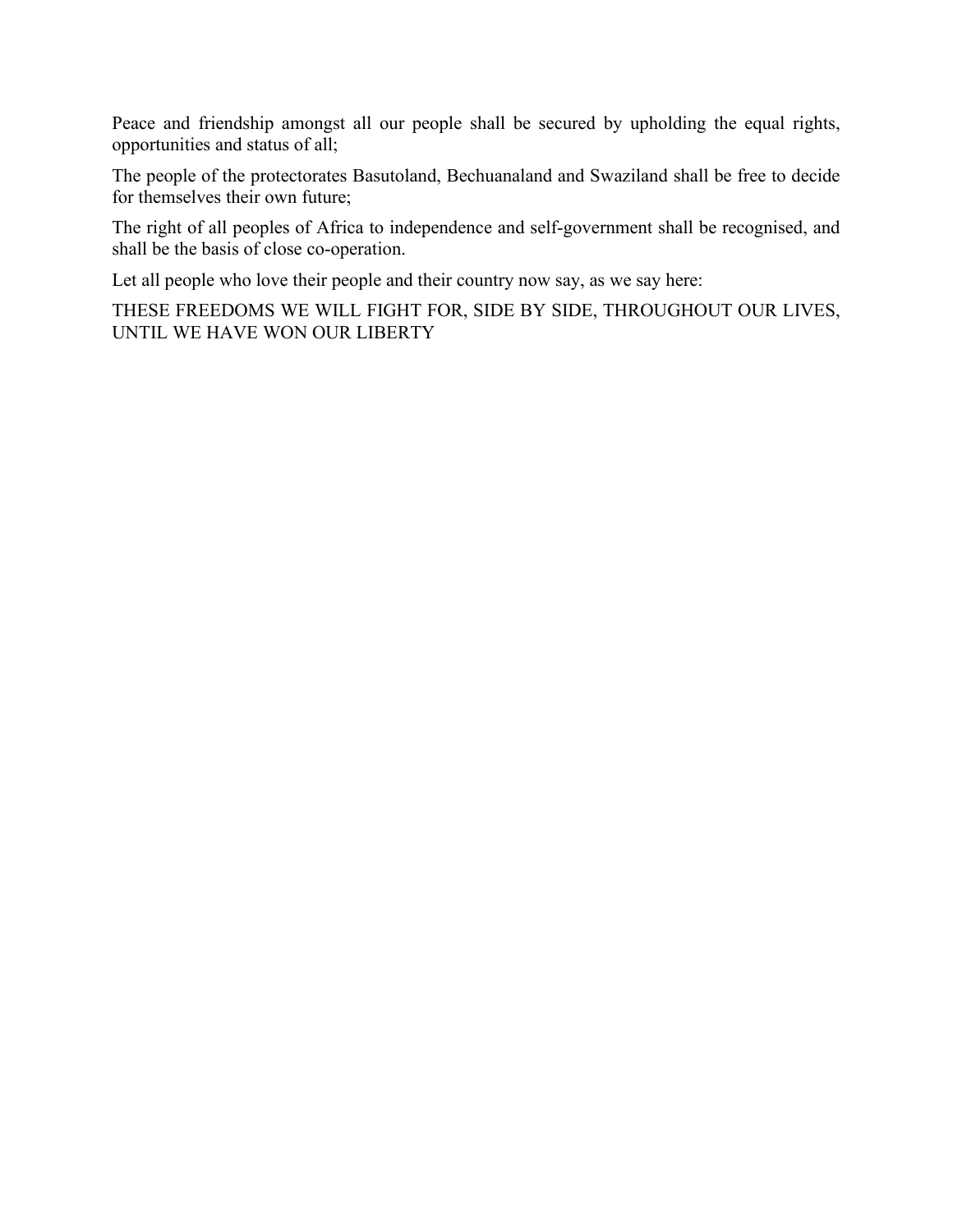Peace and friendship amongst all our people shall be secured by upholding the equal rights, opportunities and status of all;

The people of the protectorates Basutoland, Bechuanaland and Swaziland shall be free to decide for themselves their own future;

The right of all peoples of Africa to independence and self-government shall be recognised, and shall be the basis of close co-operation.

Let all people who love their people and their country now say, as we say here:

THESE FREEDOMS WE WILL FIGHT FOR, SIDE BY SIDE, THROUGHOUT OUR LIVES, UNTIL WE HAVE WON OUR LIBERTY